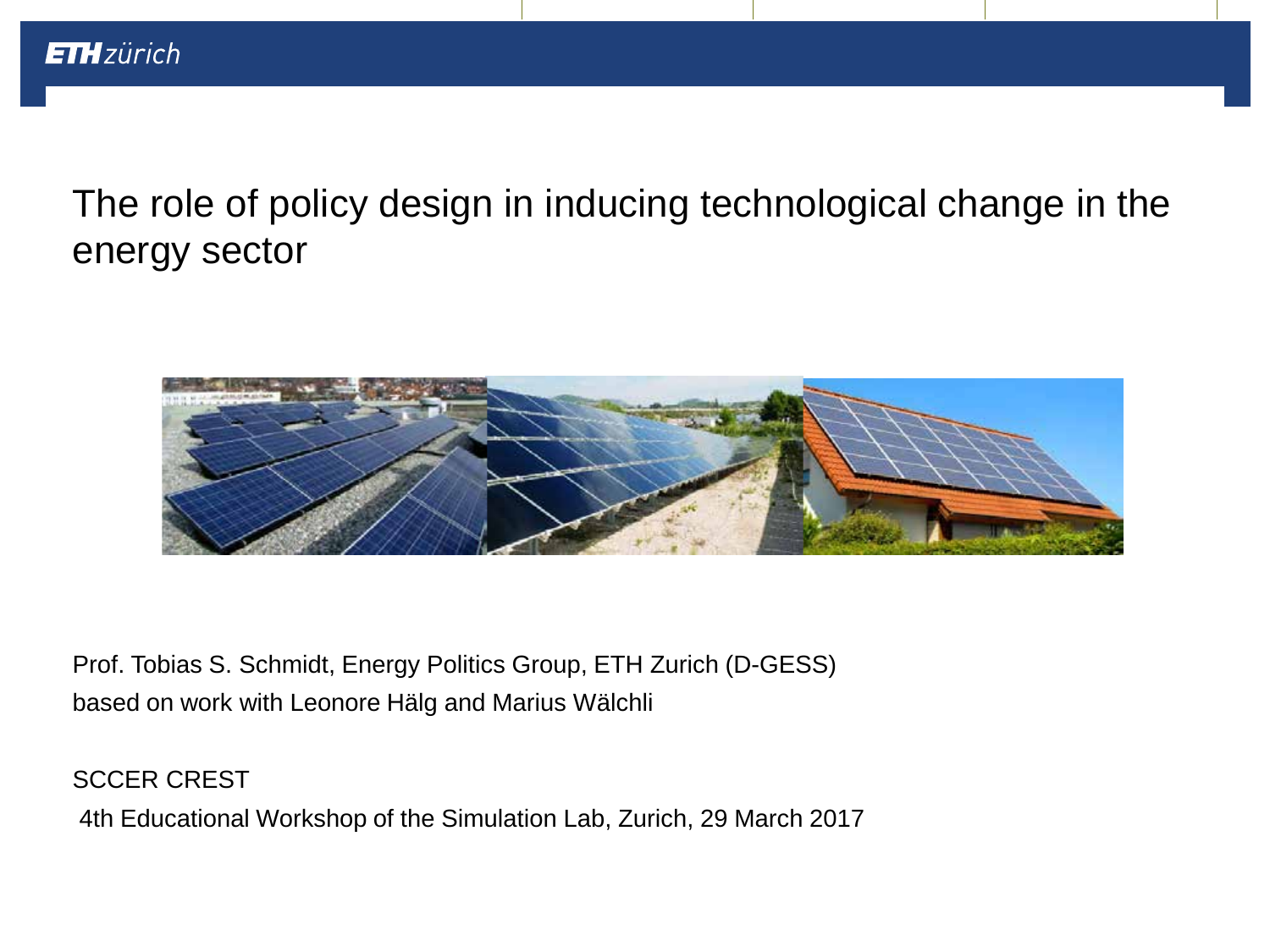# The role of policy design in inducing technological change in the energy sector

Prof. Tobias S. Schmidt, Energy Politics Group, ETH Zurich (D-GESS)
based on work with Leonore Hälg and Marius Wälchli

SCCER CREST
4th Educational Workshop of the Simulation Lab, Zurich, 29 March 2017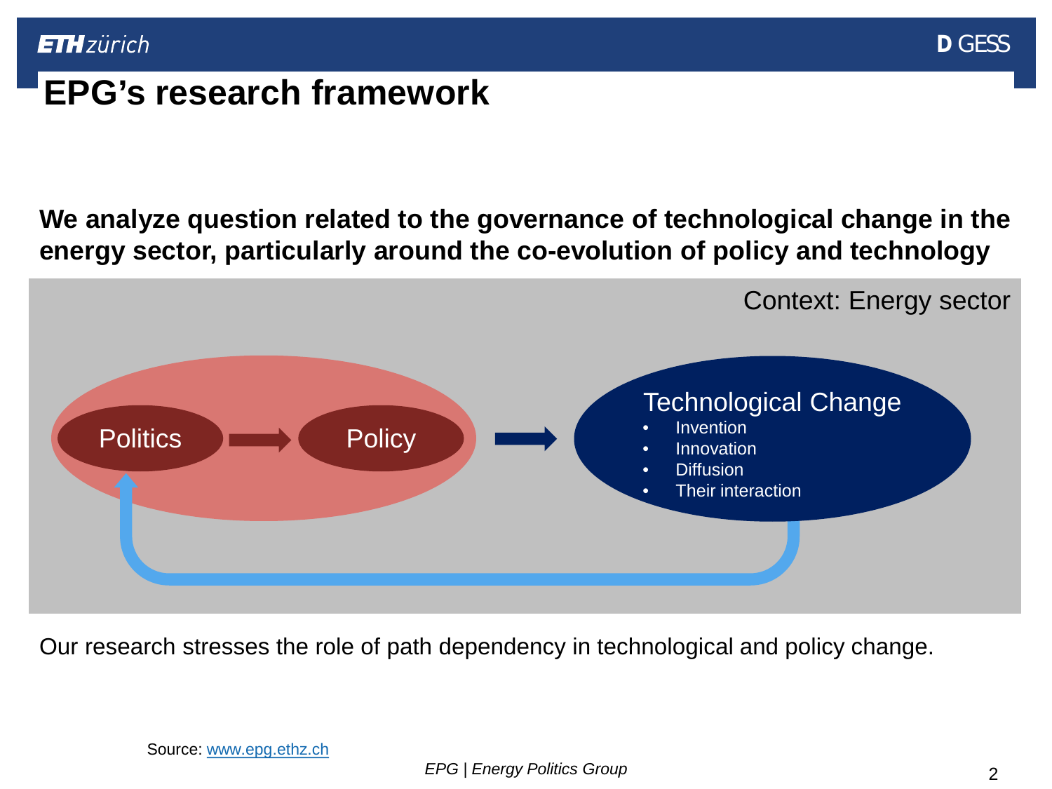# EPG's research framework

**We analyze question related to the governance of technological change in the energy sector, particularly around the co-evolution of policy and technology**

Context: Energy sector

Politics → Policy → Technological Change

- Invention
- Innovation
- Diffusion
- Their interaction

Our research stresses the role of path dependency in technological and policy change.

Source: www.epg.ethz.ch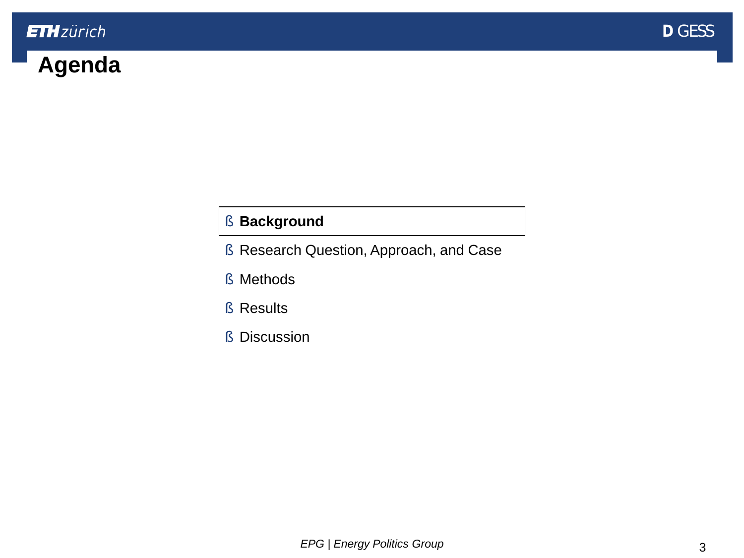# Agenda

- **Background**
- Research Question, Approach, and Case
- Methods
- Results
- Discussion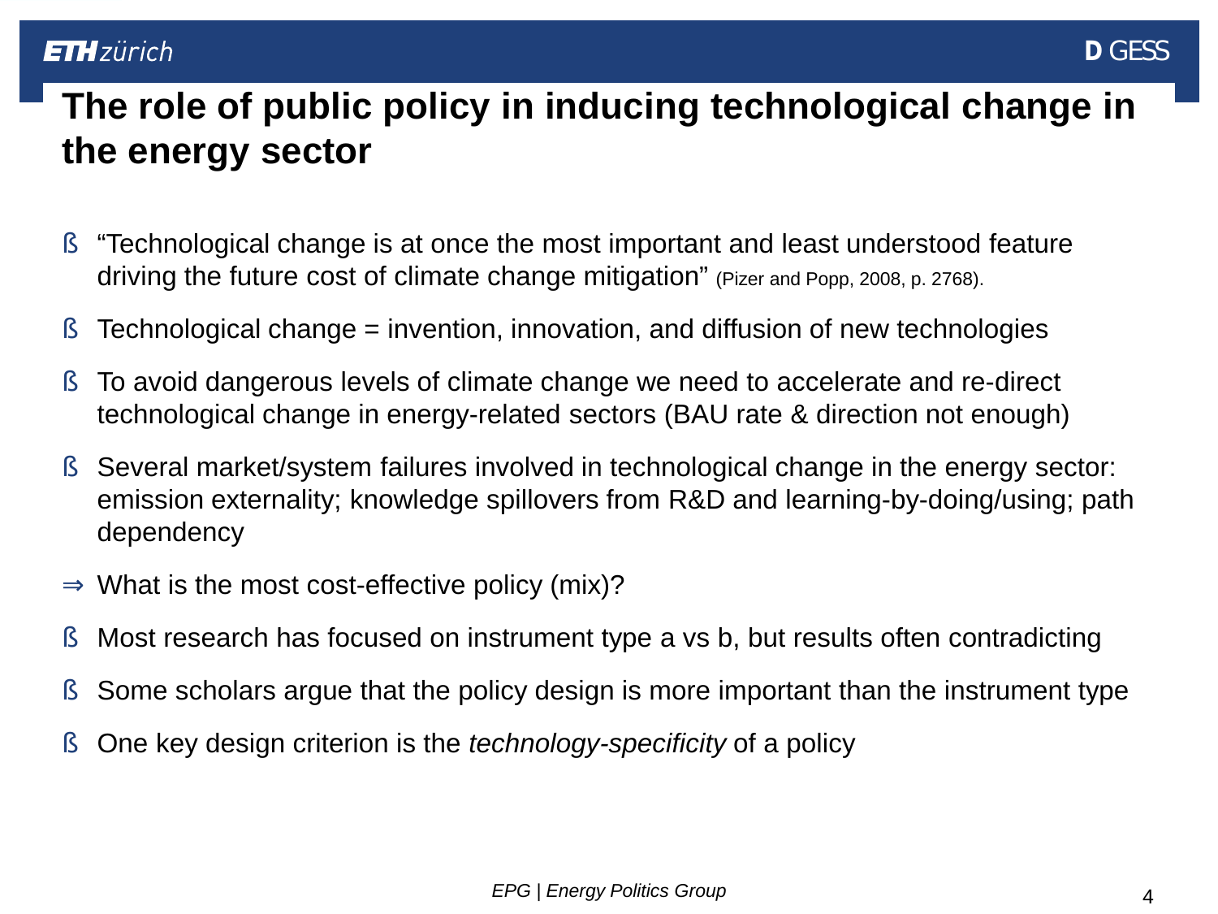# The role of public policy in inducing technological change in the energy sector

- "Technological change is at once the most important and least understood feature driving the future cost of climate change mitigation" (Pizer and Popp, 2008, p. 2768).
- Technological change = invention, innovation, and diffusion of new technologies
- To avoid dangerous levels of climate change we need to accelerate and re-direct technological change in energy-related sectors (BAU rate & direction not enough)
- Several market/system failures involved in technological change in the energy sector: emission externality; knowledge spillovers from R&D and learning-by-doing/using; path dependency

⇒ What is the most cost-effective policy (mix)?

- Most research has focused on instrument type a vs b, but results often contradicting
- Some scholars argue that the policy design is more important than the instrument type
- One key design criterion is the *technology-specificity* of a policy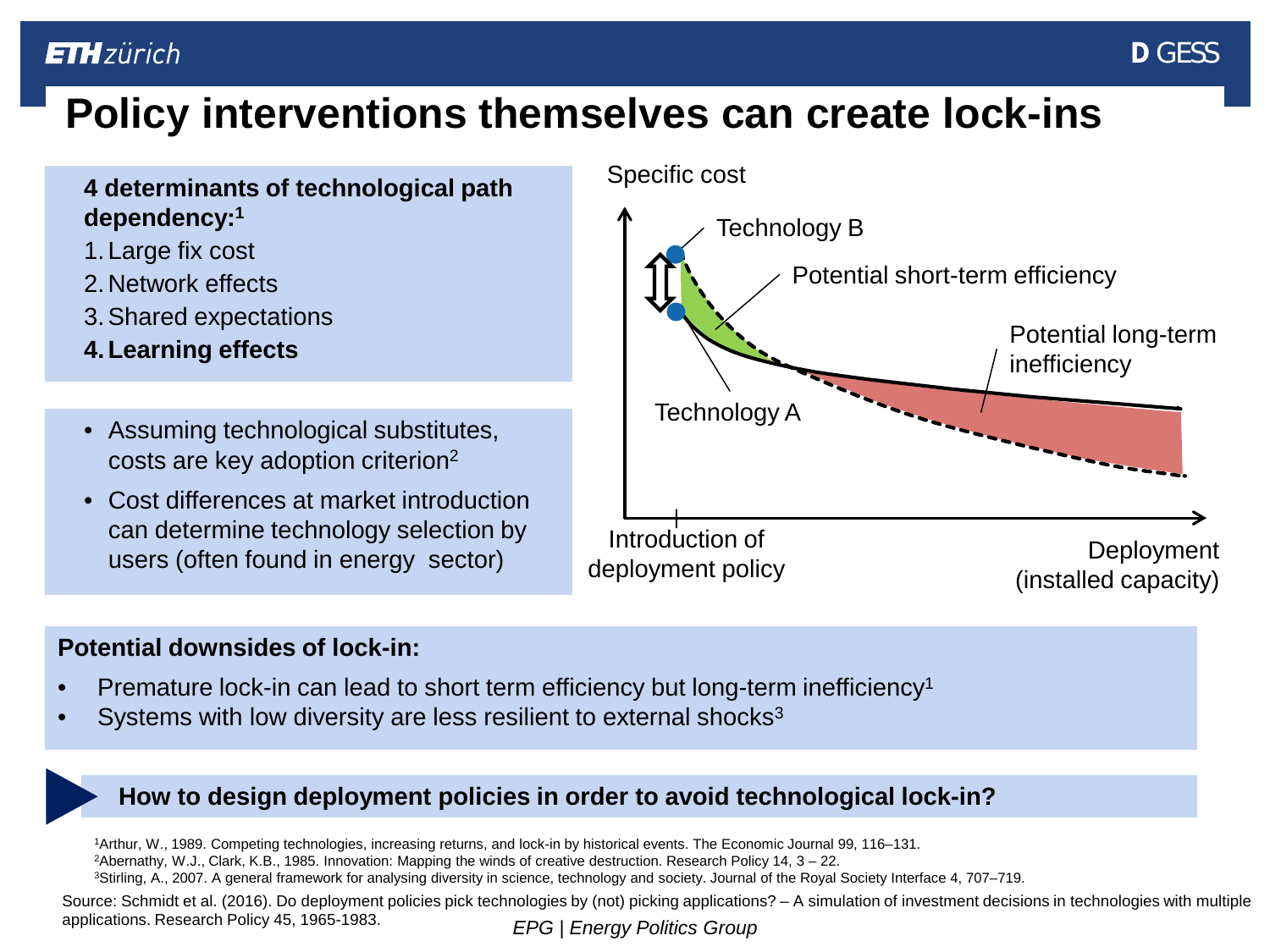# Policy interventions themselves can create lock-ins

**4 determinants of technological path dependency:**[1]

1. Large fix cost
2. Network effects
3. Shared expectations
4. **Learning effects**

- Assuming technological substitutes, costs are key adoption criterion[2]
- Cost differences at market introduction can determine technology selection by users (often found in energy sector)

Specific cost

Technology B

Potential short-term efficiency

Potential long-term inefficiency

Technology A

Introduction of deployment policy

Deployment (installed capacity)

**Potential downsides of lock-in:**

- Premature lock-in can lead to short term efficiency but long-term inefficiency[1]
- Systems with low diversity are less resilient to external shocks[3]

**How to design deployment policies in order to avoid technological lock-in?**

[1]Arthur, W., 1989. Competing technologies, increasing returns, and lock-in by historical events. The Economic Journal 99, 116–131.
[2]Abernathy, W.J., Clark, K.B., 1985. Innovation: Mapping the winds of creative destruction. Research Policy 14, 3 – 22.
[3]Stirling, A., 2007. A general framework for analysing diversity in science, technology and society. Journal of the Royal Society Interface 4, 707–719.

Source: Schmidt et al. (2016). Do deployment policies pick technologies by (not) picking applications? – A simulation of investment decisions in technologies with multiple applications. Research Policy 45, 1965-1983.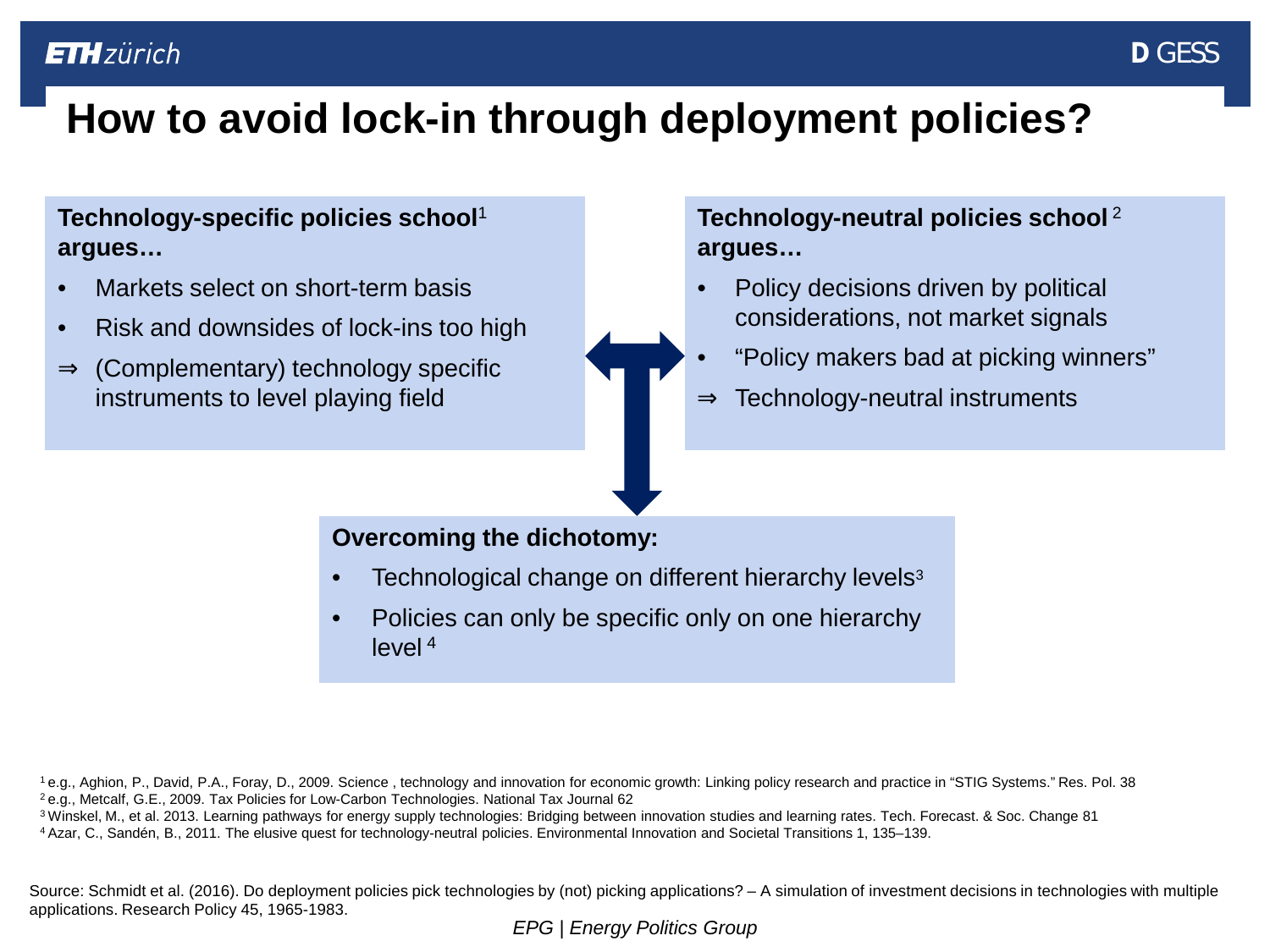# How to avoid lock-in through deployment policies?

**Technology-specific policies school[1] argues…**

- Markets select on short-term basis
- Risk and downsides of lock-ins too high

⇒ (Complementary) technology specific instruments to level playing field

**Technology-neutral policies school[2] argues…**

- Policy decisions driven by political considerations, not market signals
- "Policy makers bad at picking winners"

⇒ Technology-neutral instruments

**Overcoming the dichotomy:**

- Technological change on different hierarchy levels[3]
- Policies can only be specific only on one hierarchy level[4]

[1] e.g., Aghion, P., David, P.A., Foray, D., 2009. Science , technology and innovation for economic growth: Linking policy research and practice in "STIG Systems." Res. Pol. 38

[2] e.g., Metcalf, G.E., 2009. Tax Policies for Low-Carbon Technologies. National Tax Journal 62

[3] Winskel, M., et al. 2013. Learning pathways for energy supply technologies: Bridging between innovation studies and learning rates. Tech. Forecast. & Soc. Change 81

[4] Azar, C., Sandén, B., 2011. The elusive quest for technology-neutral policies. Environmental Innovation and Societal Transitions 1, 135–139.

Source: Schmidt et al. (2016). Do deployment policies pick technologies by (not) picking applications? – A simulation of investment decisions in technologies with multiple applications. Research Policy 45, 1965-1983.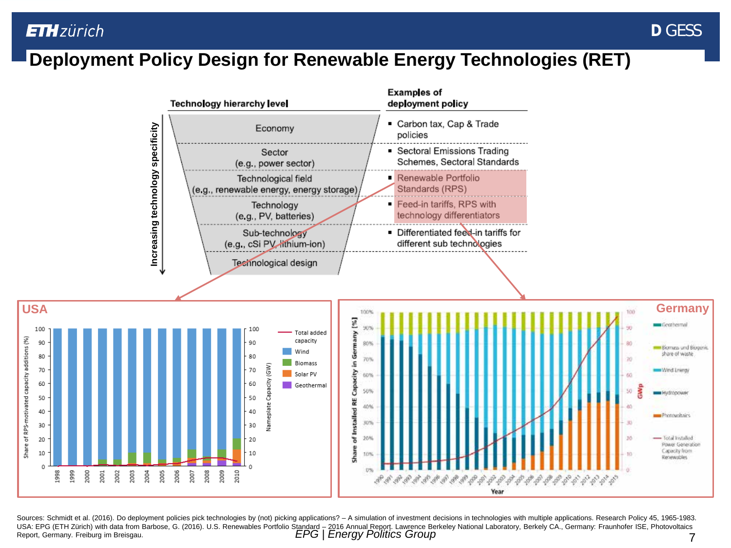# Deployment Policy Design for Renewable Energy Technologies (RET)

| Technology hierarchy level | Examples of deployment policy |
|---|---|
| Economy | Carbon tax, Cap & Trade policies |
| Sector (e.g., power sector) | Sectoral Emissions Trading Schemes, Sectoral Standards |
| Technological field (e.g., renewable energy, energy storage) | Renewable Portfolio Standards (RPS) |
| Technology (e.g., PV, batteries) | Feed-in tariffs, RPS with technology differentiators |
| Sub-technology (e.g., cSi PV, lithium-ion) | Differentiated feed-in tariffs for different sub technologies |
| Technological design | |

Increasing technology specificity ↓

**USA**

Share of RPS-motivated capacity additions (%) / Nameplate Capacity (GW), 1998–2010: Total added capacity, Wind, Biomass, Solar PV, Geothermal

**Germany**

Share of Installed RE Capacity in Germany [%] / GWp, 1990–2015: Geothermal, Biomass und Biogenic share of waste, Wind Energy, Hydropower, Photovoltaics, Total Installed Power Generation Capacity from Renewables

Sources: Schmidt et al. (2016). Do deployment policies pick technologies by (not) picking applications? – A simulation of investment decisions in technologies with multiple applications. Research Policy 45, 1965-1983. USA: EPG (ETH Zürich) with data from Barbose, G. (2016). U.S. Renewables Portfolio Standard – 2016 Annual Report. Lawrence Berkeley National Laboratory, Berkely CA., Germany: Fraunhofer ISE, Photovoltaics Report, Germany. Freiburg im Breisgau.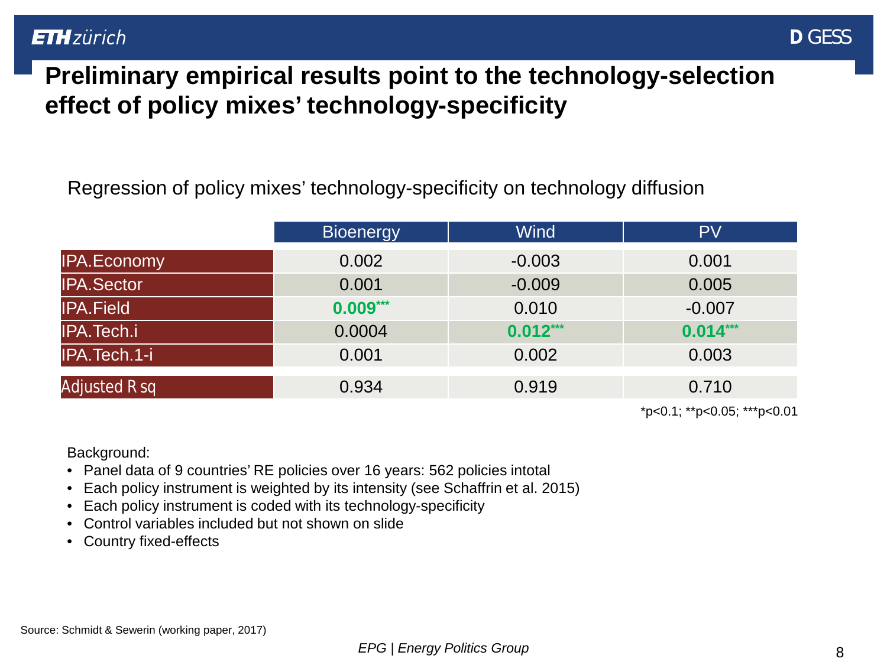# Preliminary empirical results point to the technology-selection effect of policy mixes' technology-specificity

Regression of policy mixes' technology-specificity on technology diffusion

| | Bioenergy | Wind | PV |
|---|---|---|---|
| IPA.Economy | 0.002 | -0.003 | 0.001 |
| IPA.Sector | 0.001 | -0.009 | 0.005 |
| IPA.Field | **0.009*****  | 0.010 | -0.007 |
| IPA.Tech.i | 0.0004 | **0.012***** | **0.014***** |
| IPA.Tech.1-i | 0.001 | 0.002 | 0.003 |
| Adjusted R sq | 0.934 | 0.919 | 0.710 |

*p<0.1; **p<0.05; ***p<0.01

Background:

- Panel data of 9 countries' RE policies over 16 years: 562 policies intotal
- Each policy instrument is weighted by its intensity (see Schaffrin et al. 2015)
- Each policy instrument is coded with its technology-specificity
- Control variables included but not shown on slide
- Country fixed-effects

Source: Schmidt & Sewerin (working paper, 2017)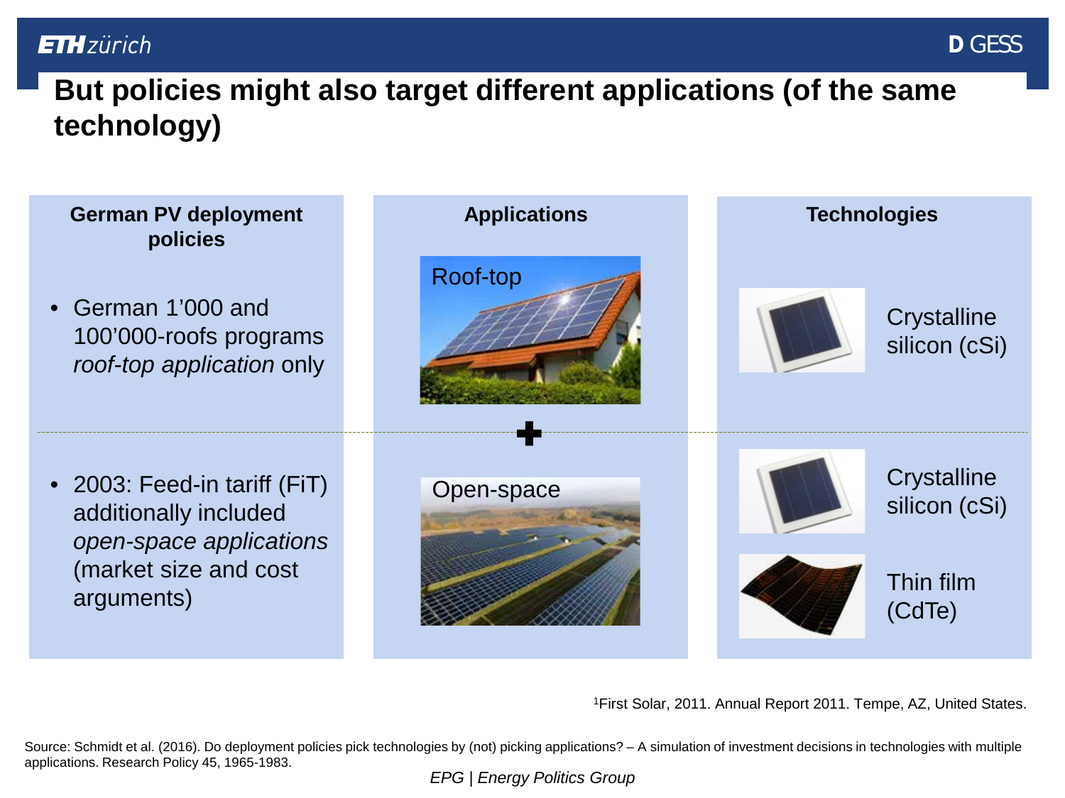# But policies might also target different applications (of the same technology)

| German PV deployment policies | Applications | Technologies |
| --- | --- | --- |
| • German 1'000 and 100'000-roofs programs *roof-top application* only | Roof-top | Crystalline silicon (cSi) |
| • 2003: Feed-in tariff (FiT) additionally included *open-space applications* (market size and cost arguments) | + Open-space | Crystalline silicon (cSi); Thin film (CdTe) |

[1]First Solar, 2011. Annual Report 2011. Tempe, AZ, United States.

Source: Schmidt et al. (2016). Do deployment policies pick technologies by (not) picking applications? – A simulation of investment decisions in technologies with multiple applications. Research Policy 45, 1965-1983.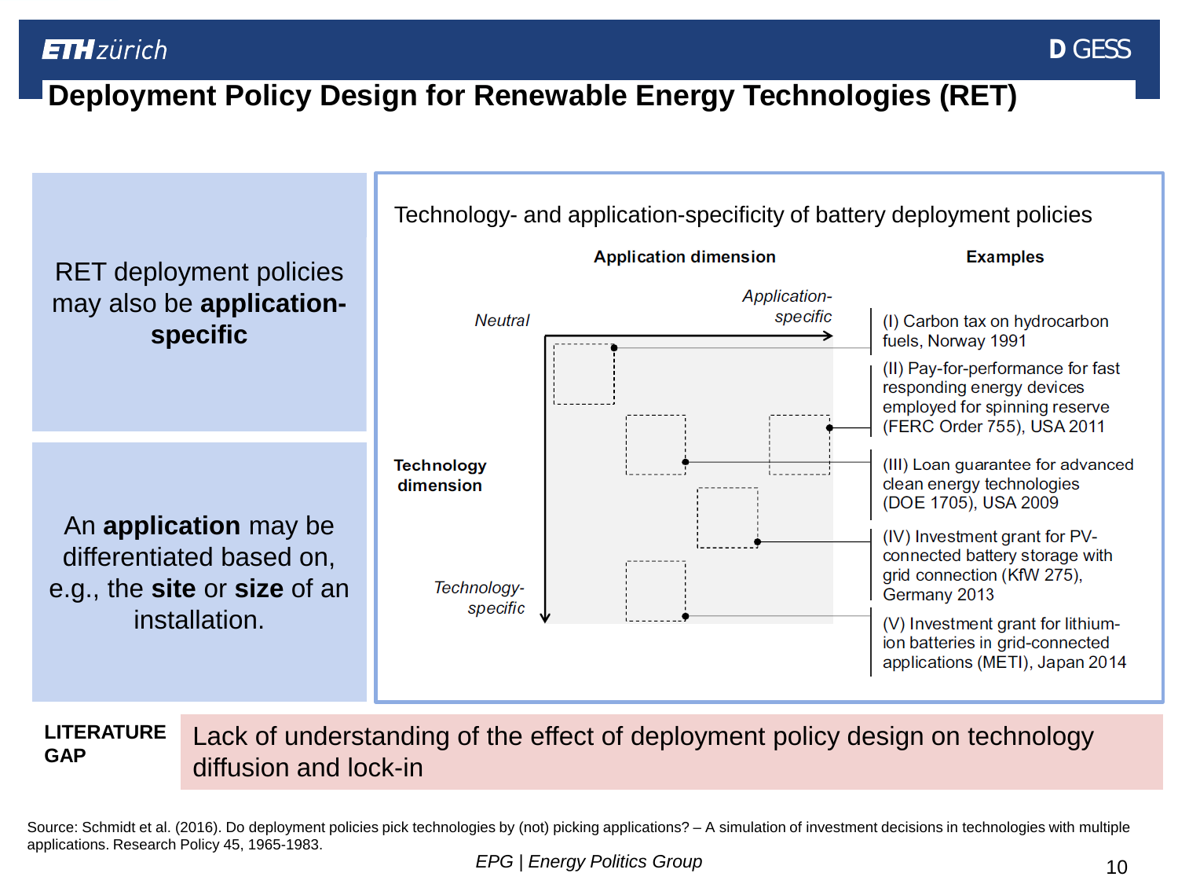# Deployment Policy Design for Renewable Energy Technologies (RET)

RET deployment policies may also be **application-specific**

An **application** may be differentiated based on, e.g., the **site** or **size** of an installation.

Technology- and application-specificity of battery deployment policies

**Application dimension** (*Neutral* → *Application-specific*)

**Technology dimension** (*Neutral* → *Technology-specific*)

**Examples**

- (I) Carbon tax on hydrocarbon fuels, Norway 1991
- (II) Pay-for-performance for fast responding energy devices employed for spinning reserve (FERC Order 755), USA 2011
- (III) Loan guarantee for advanced clean energy technologies (DOE 1705), USA 2009
- (IV) Investment grant for PV-connected battery storage with grid connection (KfW 275), Germany 2013
- (V) Investment grant for lithium-ion batteries in grid-connected applications (METI), Japan 2014

**LITERATURE GAP**

Lack of understanding of the effect of deployment policy design on technology diffusion and lock-in

Source: Schmidt et al. (2016). Do deployment policies pick technologies by (not) picking applications? – A simulation of investment decisions in technologies with multiple applications. Research Policy 45, 1965-1983.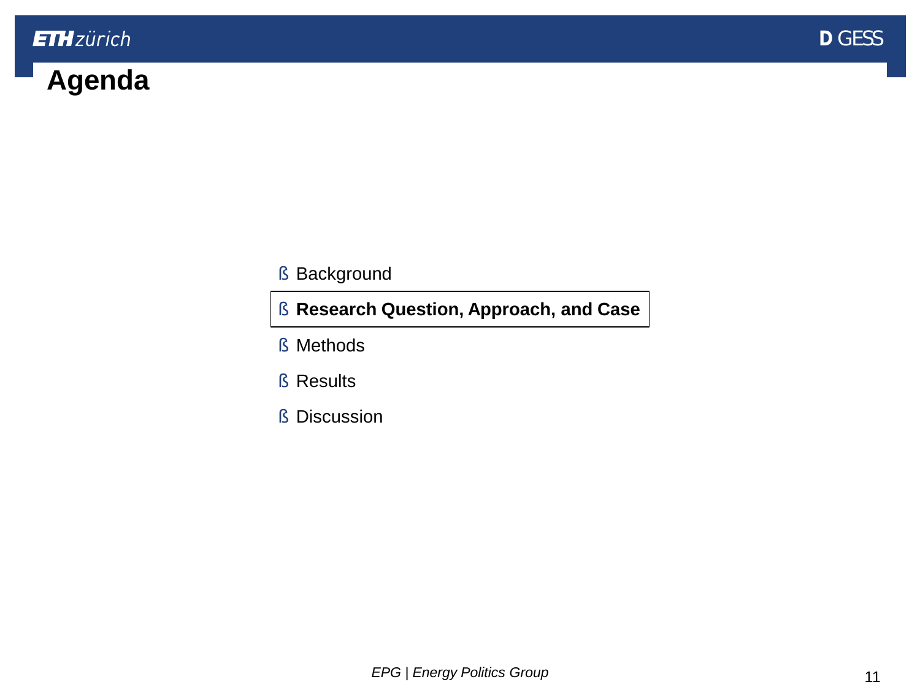# Agenda

- Background
- **Research Question, Approach, and Case**
- Methods
- Results
- Discussion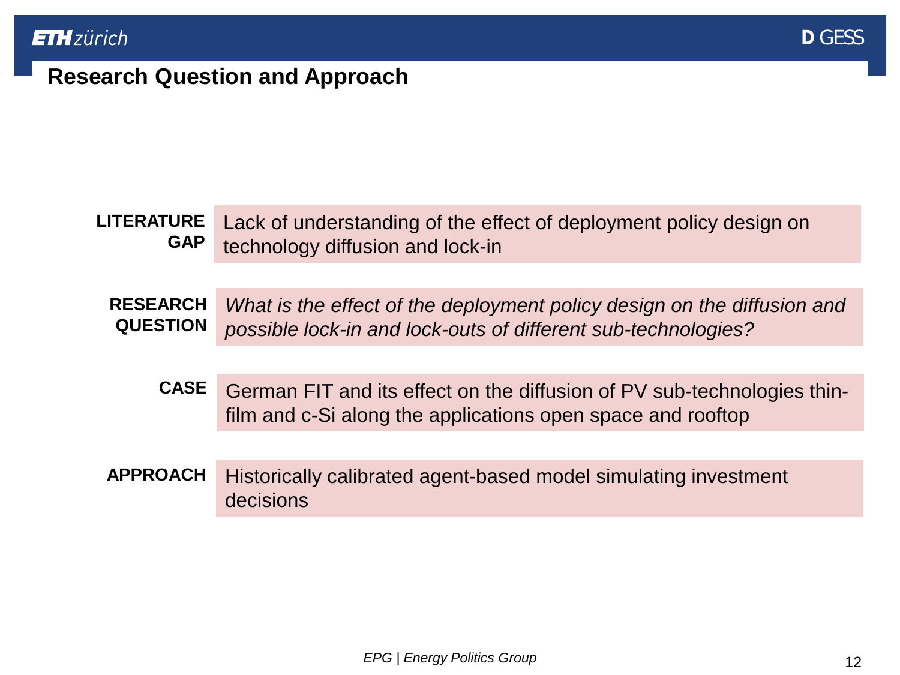# Research Question and Approach

**LITERATURE GAP**
Lack of understanding of the effect of deployment policy design on technology diffusion and lock-in

**RESEARCH QUESTION**
*What is the effect of the deployment policy design on the diffusion and possible lock-in and lock-outs of different sub-technologies?*

**CASE**
German FIT and its effect on the diffusion of PV sub-technologies thin-film and c-Si along the applications open space and rooftop

**APPROACH**
Historically calibrated agent-based model simulating investment decisions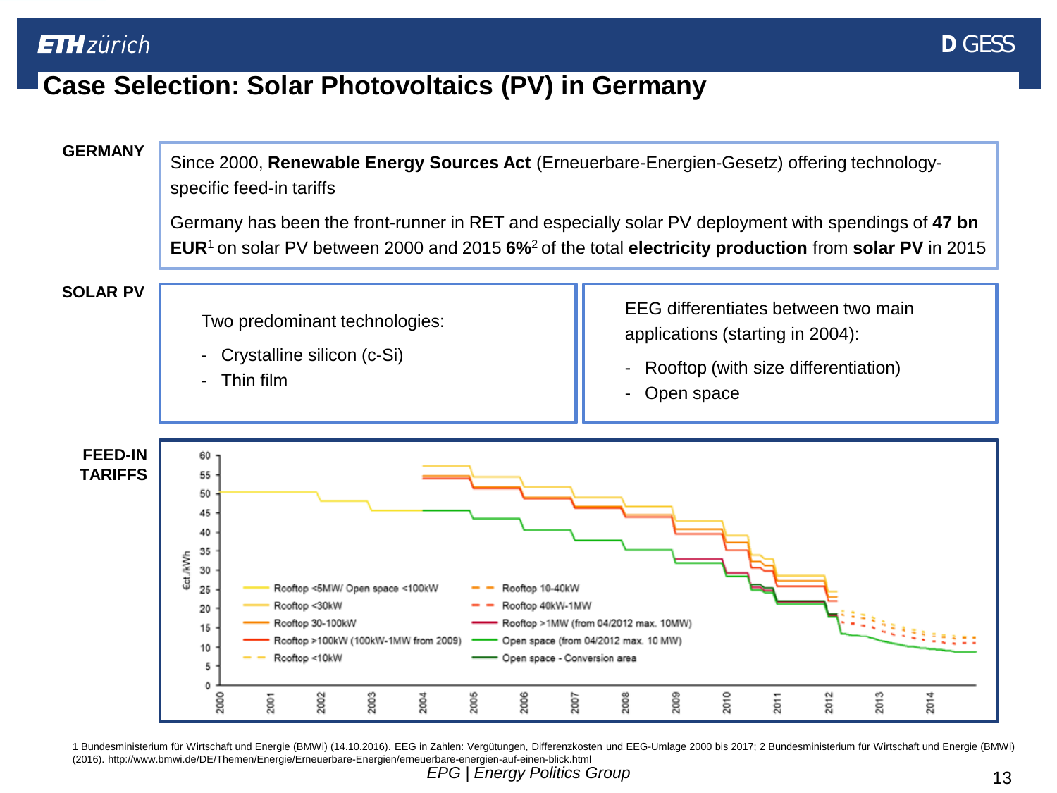# Case Selection: Solar Photovoltaics (PV) in Germany

**GERMANY**

Since 2000, **Renewable Energy Sources Act** (Erneuerbare-Energien-Gesetz) offering technology-specific feed-in tariffs

Germany has been the front-runner in RET and especially solar PV deployment with spendings of **47 bn EUR**[1] on solar PV between 2000 and 2015 **6%**[2] of the total **electricity production** from **solar PV** in 2015

**SOLAR PV**

Two predominant technologies:

- Crystalline silicon (c-Si)
- Thin film

EEG differentiates between two main applications (starting in 2004):

- Rooftop (with size differentiation)
- Open space

**FEED-IN TARIFFS**

Legend (€ct./kWh, 2000–2014):

- Rooftop <5MW/ Open space <100kW
- Rooftop <30kW
- Rooftop 30-100kW
- Rooftop >100kW (100kW-1MW from 2009)
- Rooftop <10kW
- Rooftop 10-40kW
- Rooftop 40kW-1MW
- Rooftop >1MW (from 04/2012 max. 10MW)
- Open space (from 04/2012 max. 10 MW)
- Open space - Conversion area

1 Bundesministerium für Wirtschaft und Energie (BMWi) (14.10.2016). EEG in Zahlen: Vergütungen, Differenzkosten und EEG-Umlage 2000 bis 2017; 2 Bundesministerium für Wirtschaft und Energie (BMWi) (2016). http://www.bmwi.de/DE/Themen/Energie/Erneuerbare-Energien/erneuerbare-energien-auf-einen-blick.html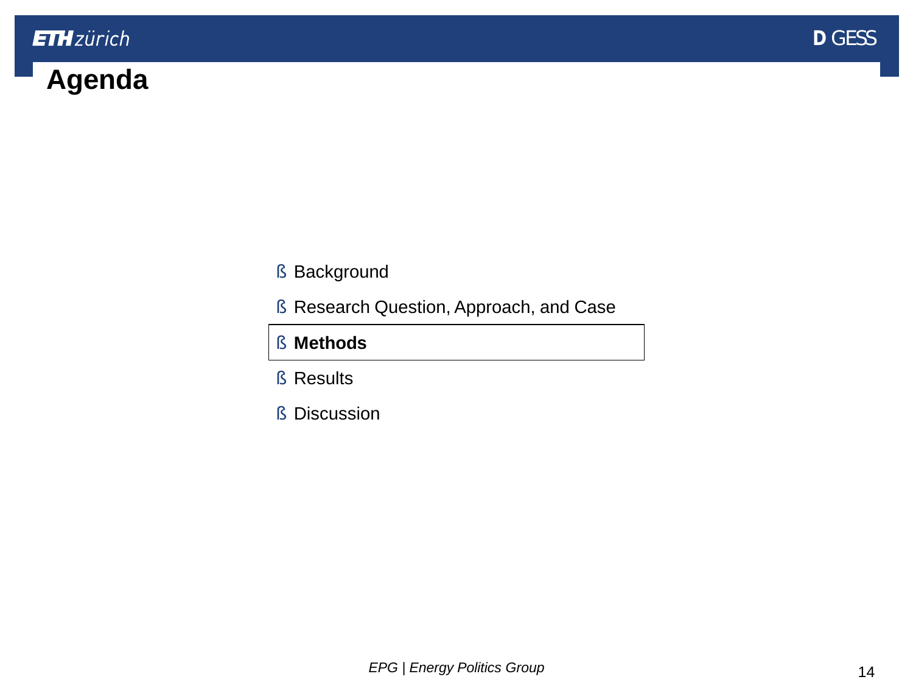# Agenda

- Background
- Research Question, Approach, and Case
- **Methods**
- Results
- Discussion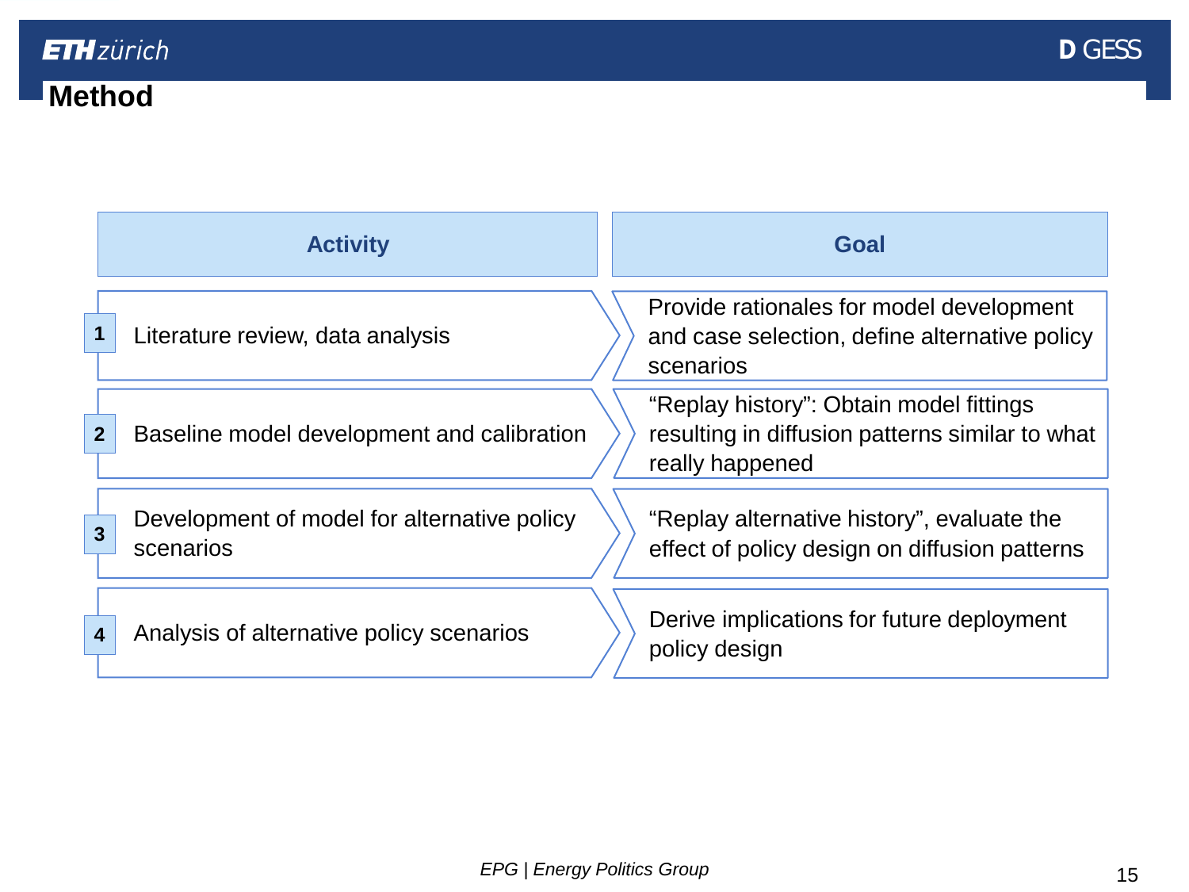# Method

| # | Activity | Goal |
|---|---|---|
| 1 | Literature review, data analysis | Provide rationales for model development and case selection, define alternative policy scenarios |
| 2 | Baseline model development and calibration | “Replay history”: Obtain model fittings resulting in diffusion patterns similar to what really happened |
| 3 | Development of model for alternative policy scenarios | “Replay alternative history”, evaluate the effect of policy design on diffusion patterns |
| 4 | Analysis of alternative policy scenarios | Derive implications for future deployment policy design |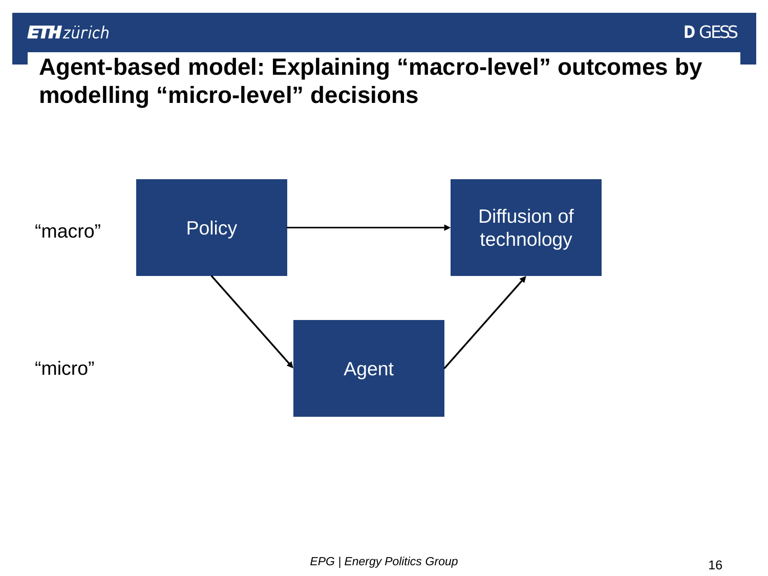# Agent-based model: Explaining “macro-level” outcomes by modelling “micro-level” decisions

“macro”

Policy

Diffusion of technology

“micro”

Agent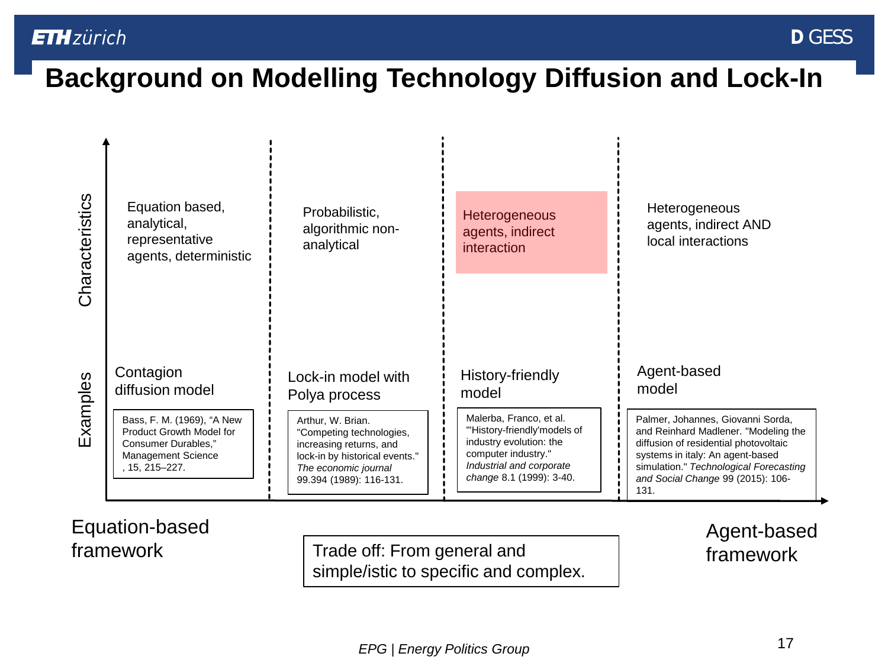# Background on Modelling Technology Diffusion and Lock-In

| | Equation-based framework | | | Agent-based framework |
|---|---|---|---|---|
| **Characteristics** | Equation based, analytical, representative agents, deterministic | Probabilistic, algorithmic non-analytical | Heterogeneous agents, indirect interaction | Heterogeneous agents, indirect AND local interactions |
| **Examples** | Contagion diffusion model | Lock-in model with Polya process | History-friendly model | Agent-based model |
| | Bass, F. M. (1969), "A New Product Growth Model for Consumer Durables," Management Science , 15, 215–227. | Arthur, W. Brian. "Competing technologies, increasing returns, and lock-in by historical events." *The economic journal* 99.394 (1989): 116-131. | Malerba, Franco, et al. "'History-friendly'models of industry evolution: the computer industry." *Industrial and corporate change* 8.1 (1999): 3-40. | Palmer, Johannes, Giovanni Sorda, and Reinhard Madlener. "Modeling the diffusion of residential photovoltaic systems in italy: An agent-based simulation." *Technological Forecasting and Social Change* 99 (2015): 106-131. |

Trade off: From general and simple/istic to specific and complex.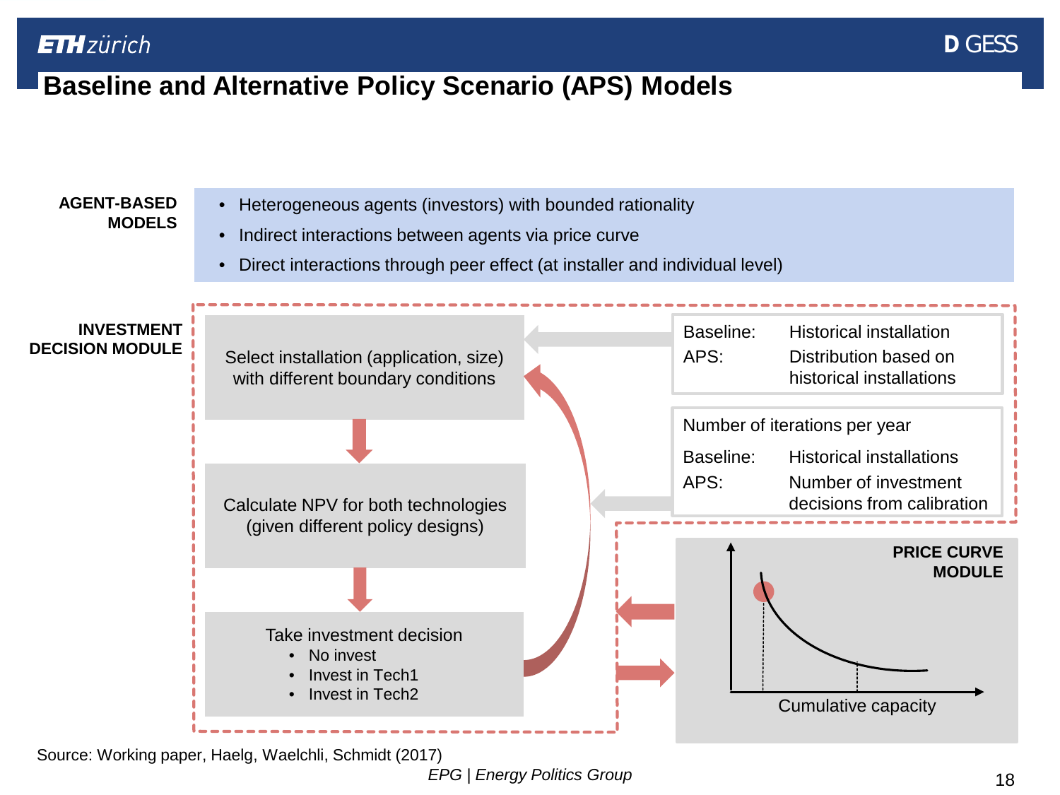# Baseline and Alternative Policy Scenario (APS) Models

**AGENT-BASED MODELS**

- Heterogeneous agents (investors) with bounded rationality
- Indirect interactions between agents via price curve
- Direct interactions through peer effect (at installer and individual level)

**INVESTMENT DECISION MODULE**

Select installation (application, size) with different boundary conditions

Calculate NPV for both technologies (given different policy designs)

Take investment decision

- No invest
- Invest in Tech1
- Invest in Tech2

| | |
|---|---|
| Baseline: | Historical installation |
| APS: | Distribution based on historical installations |

Number of iterations per year

| | |
|---|---|
| Baseline: | Historical installations |
| APS: | Number of investment decisions from calibration |

**PRICE CURVE MODULE**

Cumulative capacity

Source: Working paper, Haelg, Waelchli, Schmidt (2017)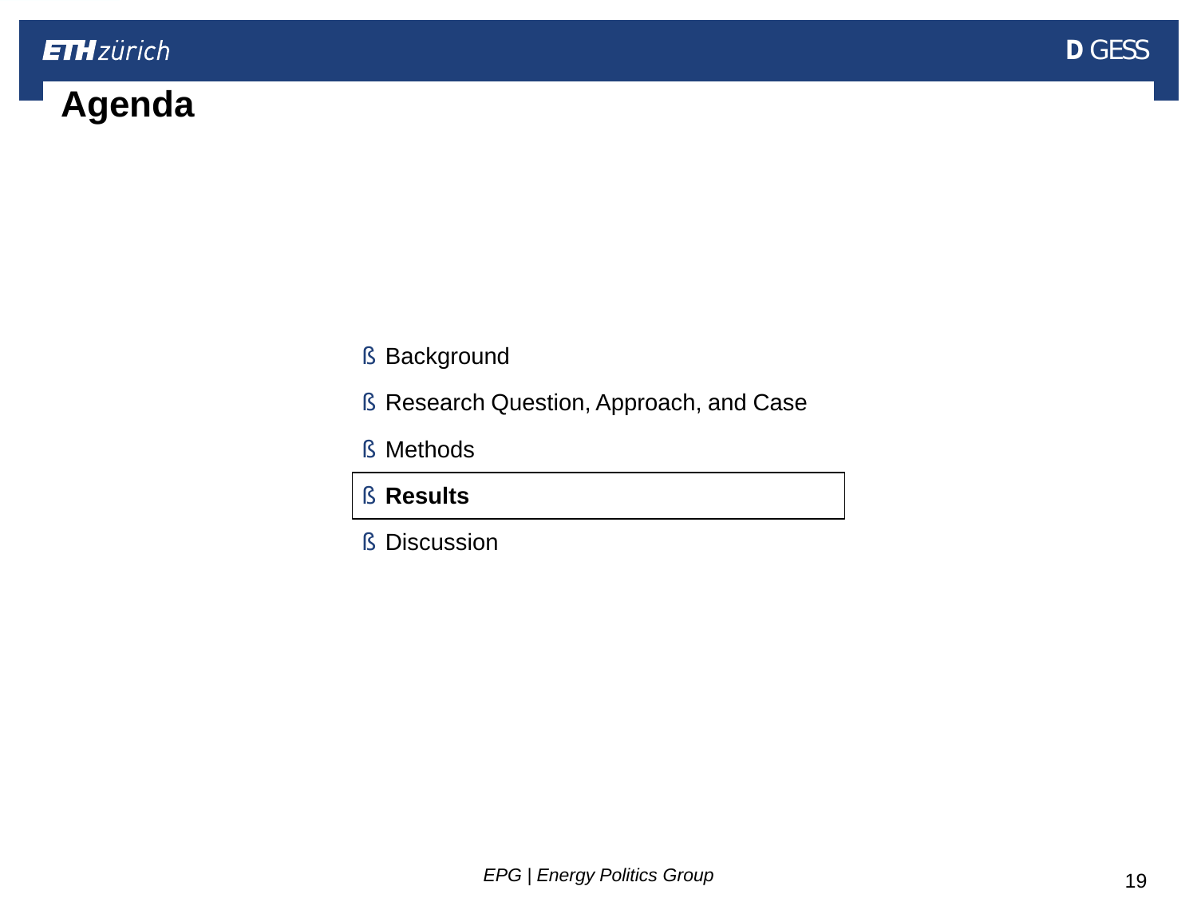# Agenda

- Background
- Research Question, Approach, and Case
- Methods
- **Results**
- Discussion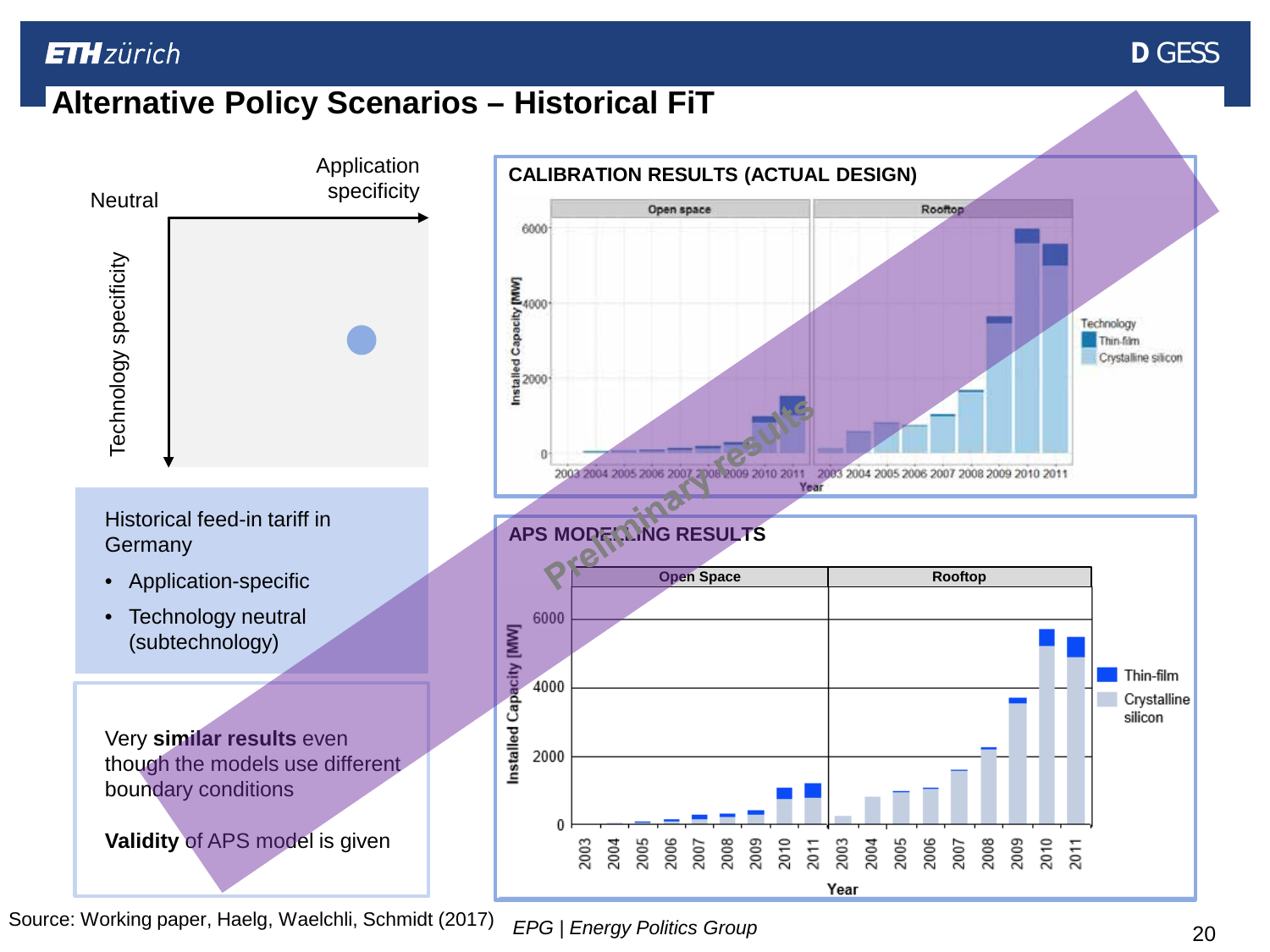# Alternative Policy Scenarios – Historical FiT

Application specificity

Neutral

Technology specificity

Historical feed-in tariff in Germany

- Application-specific
- Technology neutral (subtechnology)

Very **similar results** even though the models use different boundary conditions

**Validity** of APS model is given

## CALIBRATION RESULTS (ACTUAL DESIGN)

## APS MODELING RESULTS

Preliminary results

Source: Working paper, Haelg, Waelchli, Schmidt (2017)

*EPG | Energy Politics Group*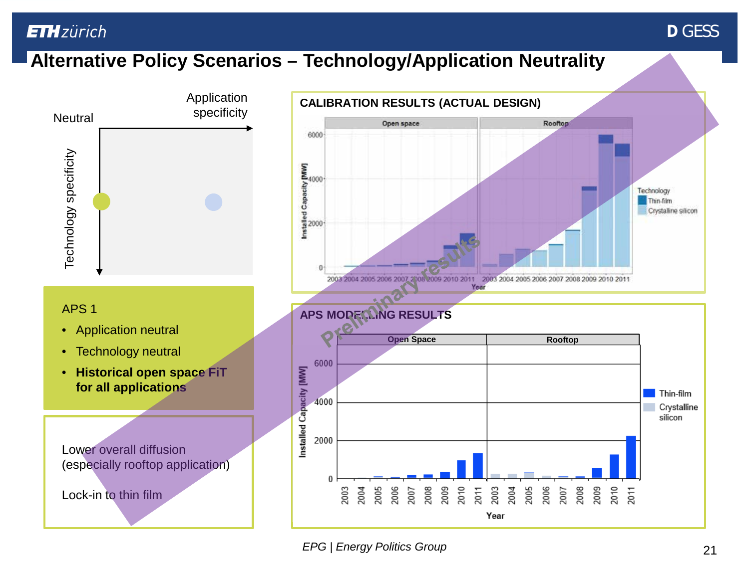# Alternative Policy Scenarios – Technology/Application Neutrality

Neutral — Application specificity — Technology specificity

**APS 1**

- Application neutral
- Technology neutral
- **Historical open space FiT for all applications**

Lower overall diffusion (especially rooftop application)

Lock-in to thin film

**CALIBRATION RESULTS (ACTUAL DESIGN)**

Open space | Rooftop

Installed Capacity [MW]: 0, 2000, 4000, 6000

Year: 2003 2004 2005 2006 2007 2008 2009 2010 2011

Technology: Thin-film, Crystalline silicon

**APS MODELLING RESULTS**

Open Space | Rooftop

Installed Capacity [MW]: 0, 2000, 4000, 6000

Year: 2003 2004 2005 2006 2007 2008 2009 2010 2011

Thin-film, Crystalline silicon

Preliminary results

*EPG | Energy Politics Group*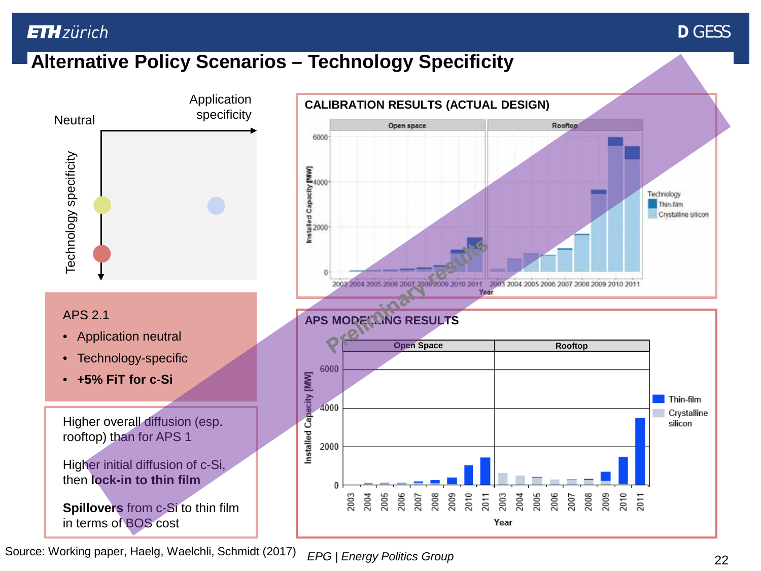# Alternative Policy Scenarios – Technology Specificity

Neutral

Application specificity

Technology specificity

APS 2.1

- Application neutral
- Technology-specific
- **+5% FiT for c-Si**

Higher overall diffusion (esp. rooftop) than for APS 1

Higher initial diffusion of c-Si, then **lock-in to thin film**

**Spillovers** from c-Si to thin film in terms of BOS cost

**CALIBRATION RESULTS (ACTUAL DESIGN)**

**APS MODELLING RESULTS**

Preliminary results

Source: Working paper, Haelg, Waelchli, Schmidt (2017)

*EPG | Energy Politics Group*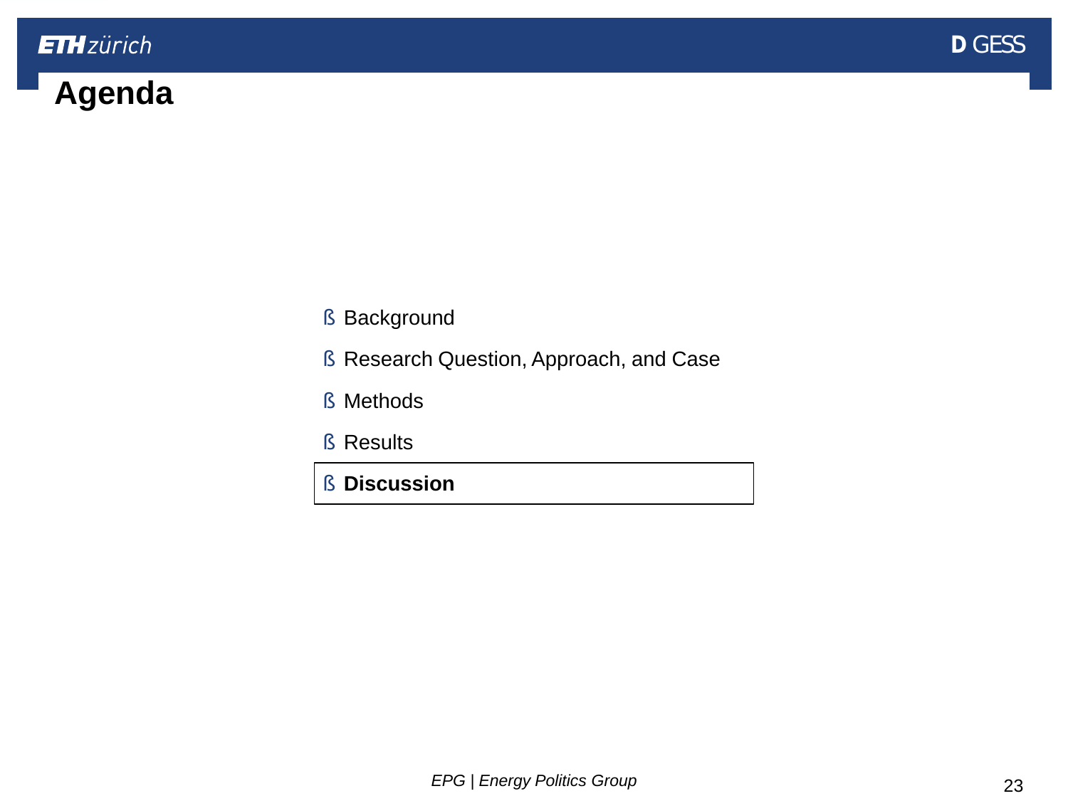# Agenda

- Background
- Research Question, Approach, and Case
- Methods
- Results
- **Discussion**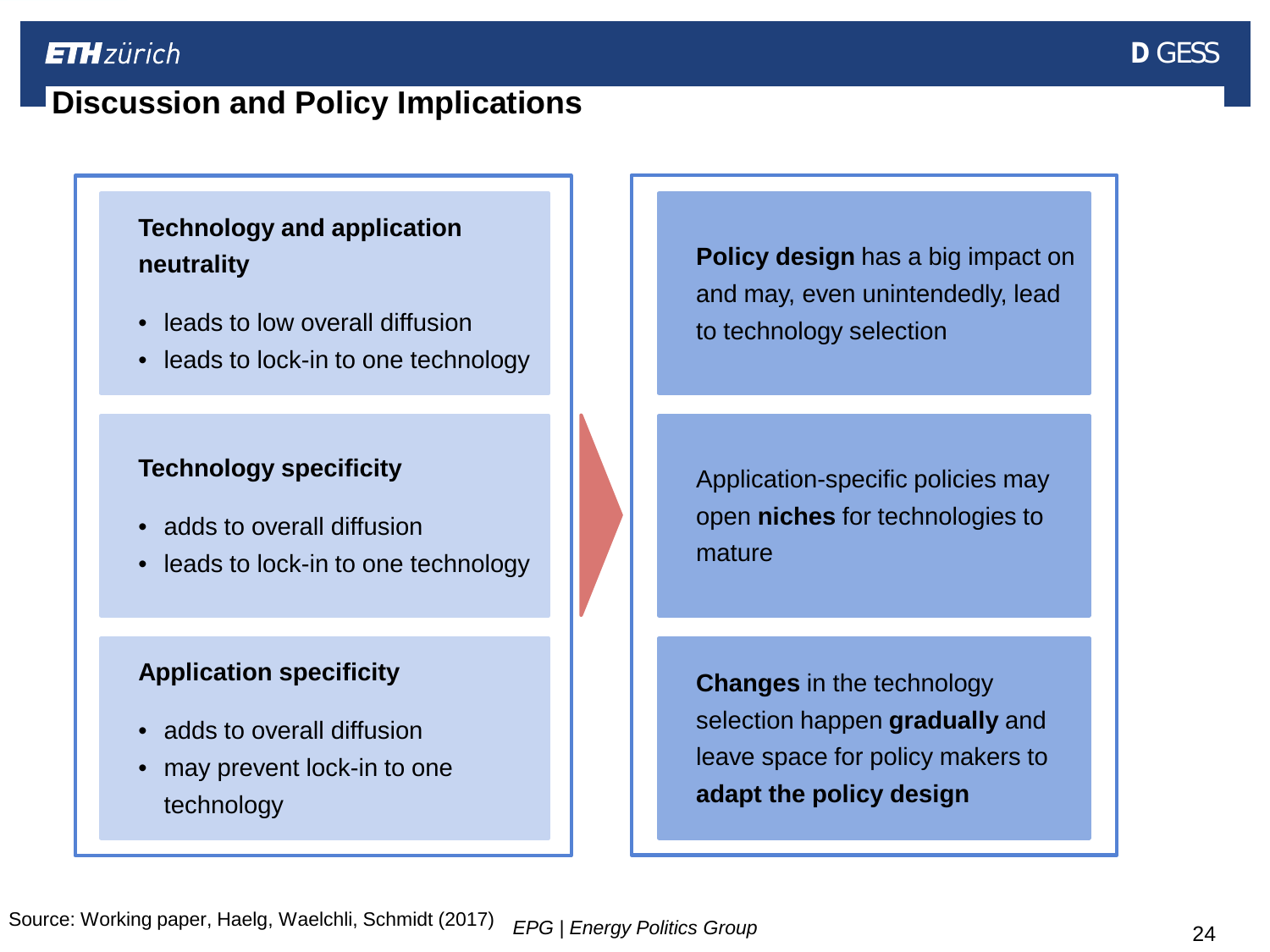# Discussion and Policy Implications

**Technology and application neutrality**

- leads to low overall diffusion
- leads to lock-in to one technology

**Technology specificity**

- adds to overall diffusion
- leads to lock-in to one technology

**Application specificity**

- adds to overall diffusion
- may prevent lock-in to one technology

**Policy design** has a big impact on and may, even unintendedly, lead to technology selection

Application-specific policies may open **niches** for technologies to mature

**Changes** in the technology selection happen **gradually** and leave space for policy makers to **adapt the policy design**

Source: Working paper, Haelg, Waelchli, Schmidt (2017)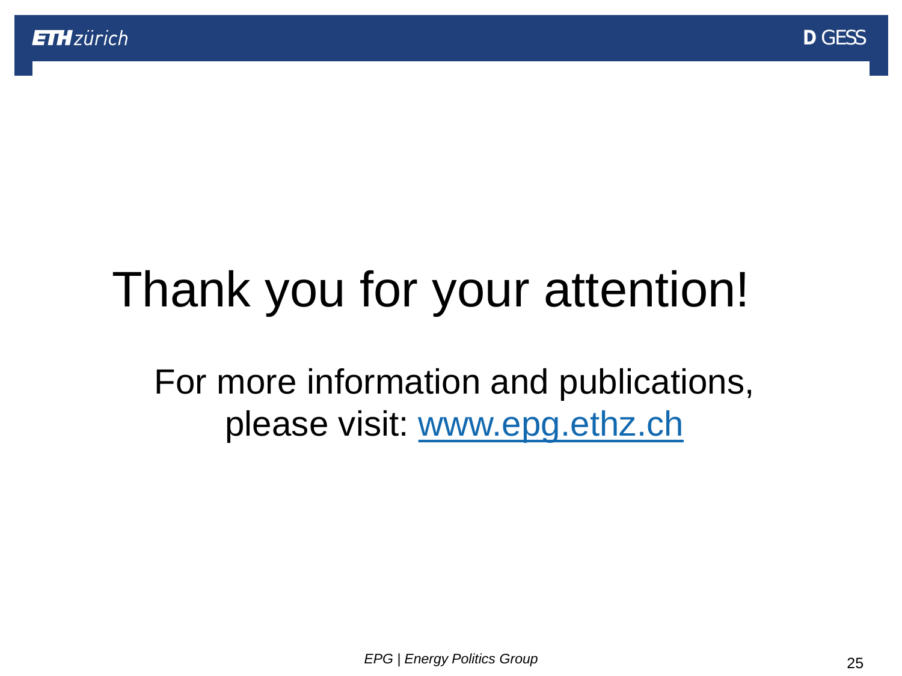# Thank you for your attention!

For more information and publications, please visit: [www.epg.ethz.ch](http://www.epg.ethz.ch)